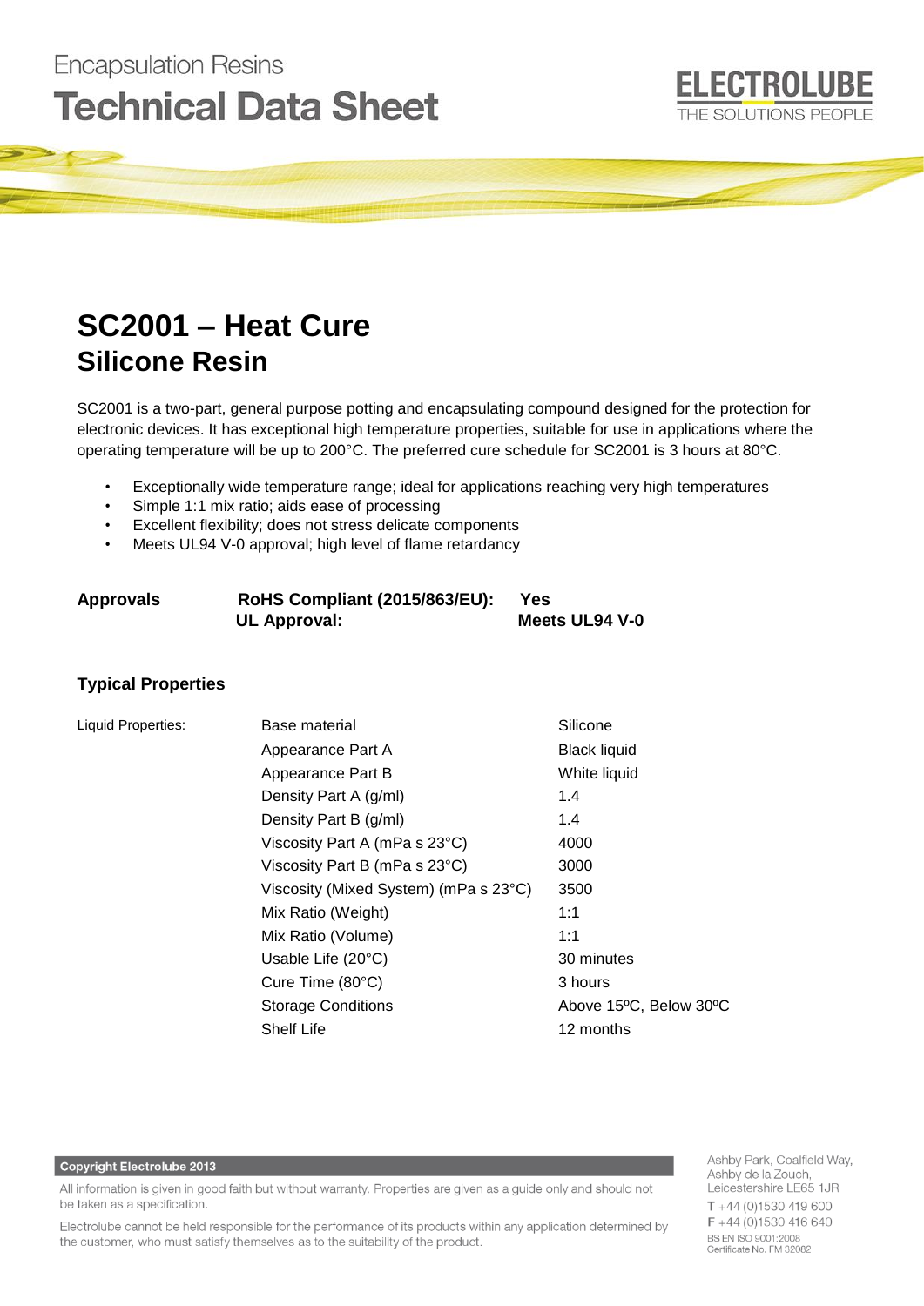Encapsulation Resins

# Technical Data Sheet

ELECTROLUBE
THE SOLUTIONS PEOPLE

## SC2001 – Heat Cure
## Silicone Resin

SC2001 is a two-part, general purpose potting and encapsulating compound designed for the protection for electronic devices. It has exceptional high temperature properties, suitable for use in applications where the operating temperature will be up to 200°C. The preferred cure schedule for SC2001 is 3 hours at 80°C.

- Exceptionally wide temperature range; ideal for applications reaching very high temperatures
- Simple 1:1 mix ratio; aids ease of processing
- Excellent flexibility; does not stress delicate components
- Meets UL94 V-0 approval; high level of flame retardancy

| **Approvals** | **RoHS Compliant (2015/863/EU):** | **Yes** |
|---|---|---|
| | **UL Approval:** | **Meets UL94 V-0** |

### Typical Properties

| Liquid Properties: | Base material | Silicone |
|---|---|---|
| | Appearance Part A | Black liquid |
| | Appearance Part B | White liquid |
| | Density Part A (g/ml) | 1.4 |
| | Density Part B (g/ml) | 1.4 |
| | Viscosity Part A (mPa s 23°C) | 4000 |
| | Viscosity Part B (mPa s 23°C) | 3000 |
| | Viscosity (Mixed System) (mPa s 23°C) | 3500 |
| | Mix Ratio (Weight) | 1:1 |
| | Mix Ratio (Volume) | 1:1 |
| | Usable Life (20°C) | 30 minutes |
| | Cure Time (80°C) | 3 hours |
| | Storage Conditions | Above 15ºC, Below 30ºC |
| | Shelf Life | 12 months |

**Copyright Electrolube 2013**

All information is given in good faith but without warranty. Properties are given as a guide only and should not be taken as a specification.

Electrolube cannot be held responsible for the performance of its products within any application determined by the customer, who must satisfy themselves as to the suitability of the product.

Ashby Park, Coalfield Way,
Ashby de la Zouch,
Leicestershire LE65 1JR
T +44 (0)1530 419 600
F +44 (0)1530 416 640
BS EN ISO 9001:2008
Certificate No. FM 32082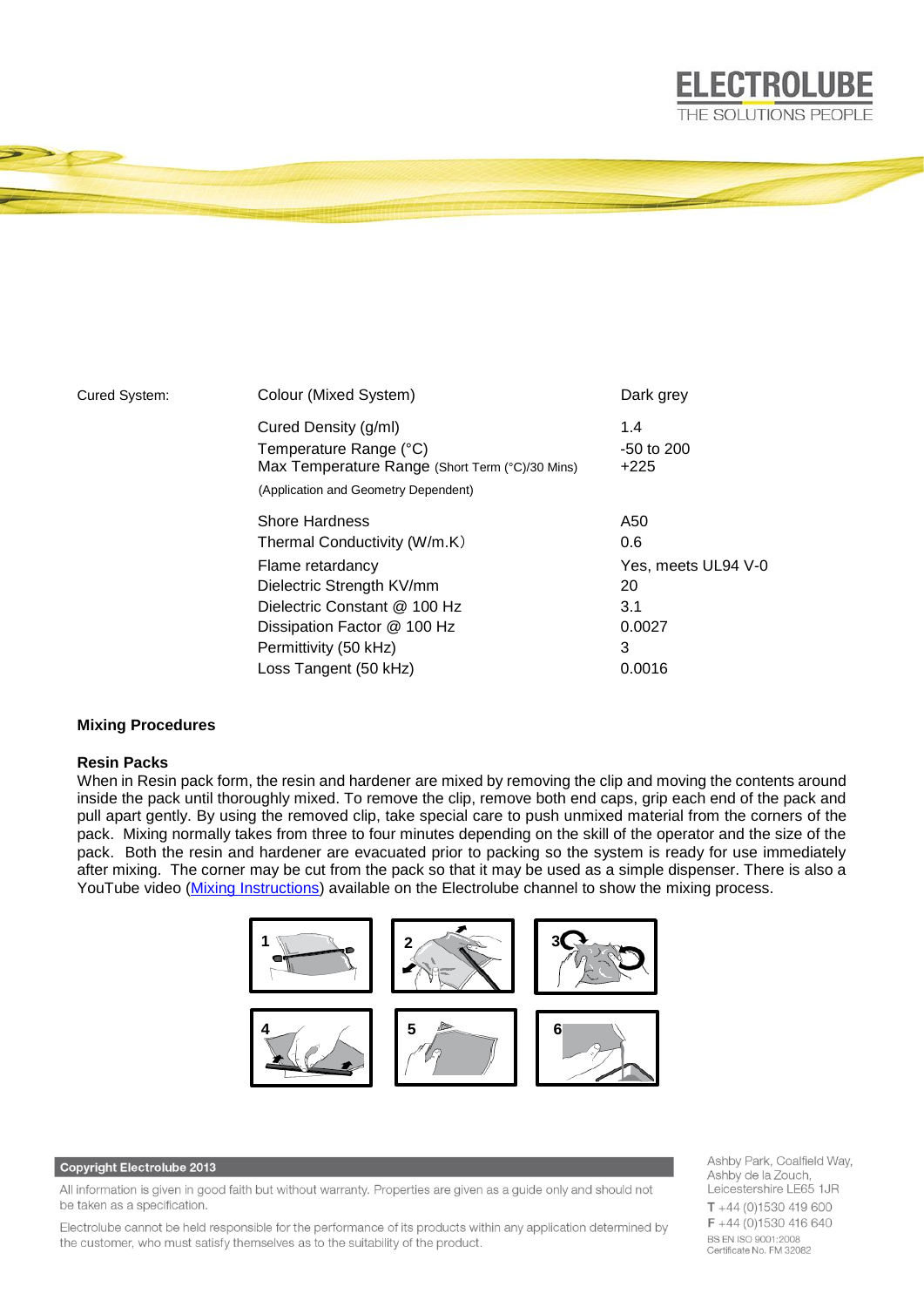| Cured System: | Colour (Mixed System) | Dark grey |
|---|---|---|
| | Cured Density (g/ml) | 1.4 |
| | Temperature Range (°C) | -50 to 200 |
| | Max Temperature Range (Short Term (°C)/30 Mins) | +225 |
| | (Application and Geometry Dependent) | |
| | Shore Hardness | A50 |
| | Thermal Conductivity (W/m.K) | 0.6 |
| | Flame retardancy | Yes, meets UL94 V-0 |
| | Dielectric Strength KV/mm | 20 |
| | Dielectric Constant @ 100 Hz | 3.1 |
| | Dissipation Factor @ 100 Hz | 0.0027 |
| | Permittivity (50 kHz) | 3 |
| | Loss Tangent (50 kHz) | 0.0016 |

**Mixing Procedures**

**Resin Packs**

When in Resin pack form, the resin and hardener are mixed by removing the clip and moving the contents around inside the pack until thoroughly mixed. To remove the clip, remove both end caps, grip each end of the pack and pull apart gently. By using the removed clip, take special care to push unmixed material from the corners of the pack. Mixing normally takes from three to four minutes depending on the skill of the operator and the size of the pack. Both the resin and hardener are evacuated prior to packing so the system is ready for use immediately after mixing. The corner may be cut from the pack so that it may be used as a simple dispenser. There is also a YouTube video (Mixing Instructions) available on the Electrolube channel to show the mixing process.

**Copyright Electrolube 2013**

All information is given in good faith but without warranty. Properties are given as a guide only and should not be taken as a specification.

Electrolube cannot be held responsible for the performance of its products within any application determined by the customer, who must satisfy themselves as to the suitability of the product.

Ashby Park, Coalfield Way,
Ashby de la Zouch,
Leicestershire LE65 1JR
T +44 (0)1530 419 600
F +44 (0)1530 416 640
BS EN ISO 9001:2008
Certificate No. FM 32082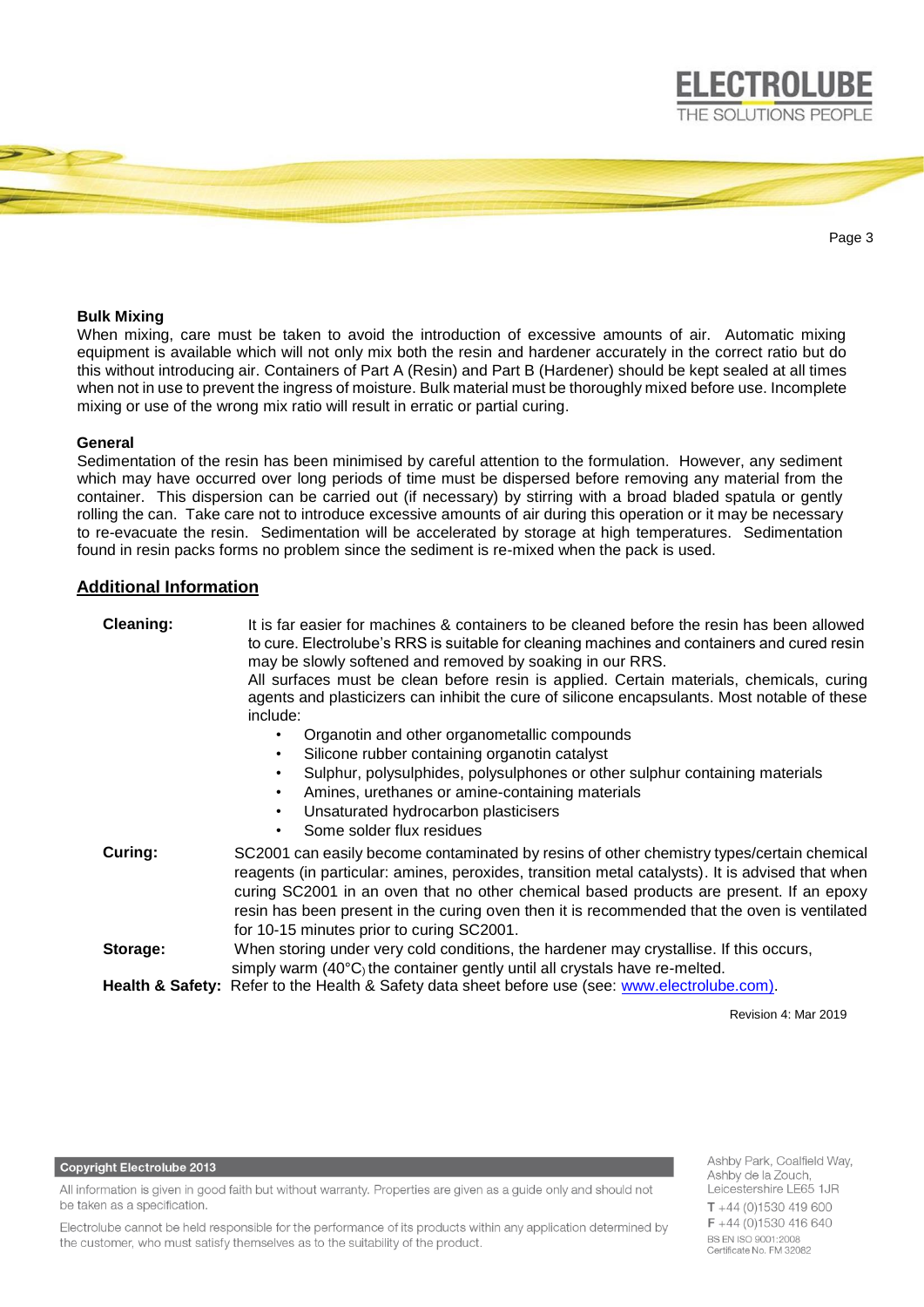### Bulk Mixing

When mixing, care must be taken to avoid the introduction of excessive amounts of air. Automatic mixing equipment is available which will not only mix both the resin and hardener accurately in the correct ratio but do this without introducing air. Containers of Part A (Resin) and Part B (Hardener) should be kept sealed at all times when not in use to prevent the ingress of moisture. Bulk material must be thoroughly mixed before use. Incomplete mixing or use of the wrong mix ratio will result in erratic or partial curing.

### General

Sedimentation of the resin has been minimised by careful attention to the formulation. However, any sediment which may have occurred over long periods of time must be dispersed before removing any material from the container. This dispersion can be carried out (if necessary) by stirring with a broad bladed spatula or gently rolling the can. Take care not to introduce excessive amounts of air during this operation or it may be necessary to re-evacuate the resin. Sedimentation will be accelerated by storage at high temperatures. Sedimentation found in resin packs forms no problem since the sediment is re-mixed when the pack is used.

## Additional Information

**Cleaning:** It is far easier for machines & containers to be cleaned before the resin has been allowed to cure. Electrolube's RRS is suitable for cleaning machines and containers and cured resin may be slowly softened and removed by soaking in our RRS.
All surfaces must be clean before resin is applied. Certain materials, chemicals, curing agents and plasticizers can inhibit the cure of silicone encapsulants. Most notable of these include:

- Organotin and other organometallic compounds
- Silicone rubber containing organotin catalyst
- Sulphur, polysulphides, polysulphones or other sulphur containing materials
- Amines, urethanes or amine-containing materials
- Unsaturated hydrocarbon plasticisers
- Some solder flux residues

**Curing:** SC2001 can easily become contaminated by resins of other chemistry types/certain chemical reagents (in particular: amines, peroxides, transition metal catalysts). It is advised that when curing SC2001 in an oven that no other chemical based products are present. If an epoxy resin has been present in the curing oven then it is recommended that the oven is ventilated for 10-15 minutes prior to curing SC2001.

**Storage:** When storing under very cold conditions, the hardener may crystallise. If this occurs, simply warm (40°C) the container gently until all crystals have re-melted.

**Health & Safety:** Refer to the Health & Safety data sheet before use (see: www.electrolube.com).

Revision 4: Mar 2019

**Copyright Electrolube 2013**

All information is given in good faith but without warranty. Properties are given as a guide only and should not be taken as a specification.

Electrolube cannot be held responsible for the performance of its products within any application determined by the customer, who must satisfy themselves as to the suitability of the product.

Ashby Park, Coalfield Way,
Ashby de la Zouch,
Leicestershire LE65 1JR
T +44 (0)1530 419 600
F +44 (0)1530 416 640
BS EN ISO 9001:2008
Certificate No. FM 32082